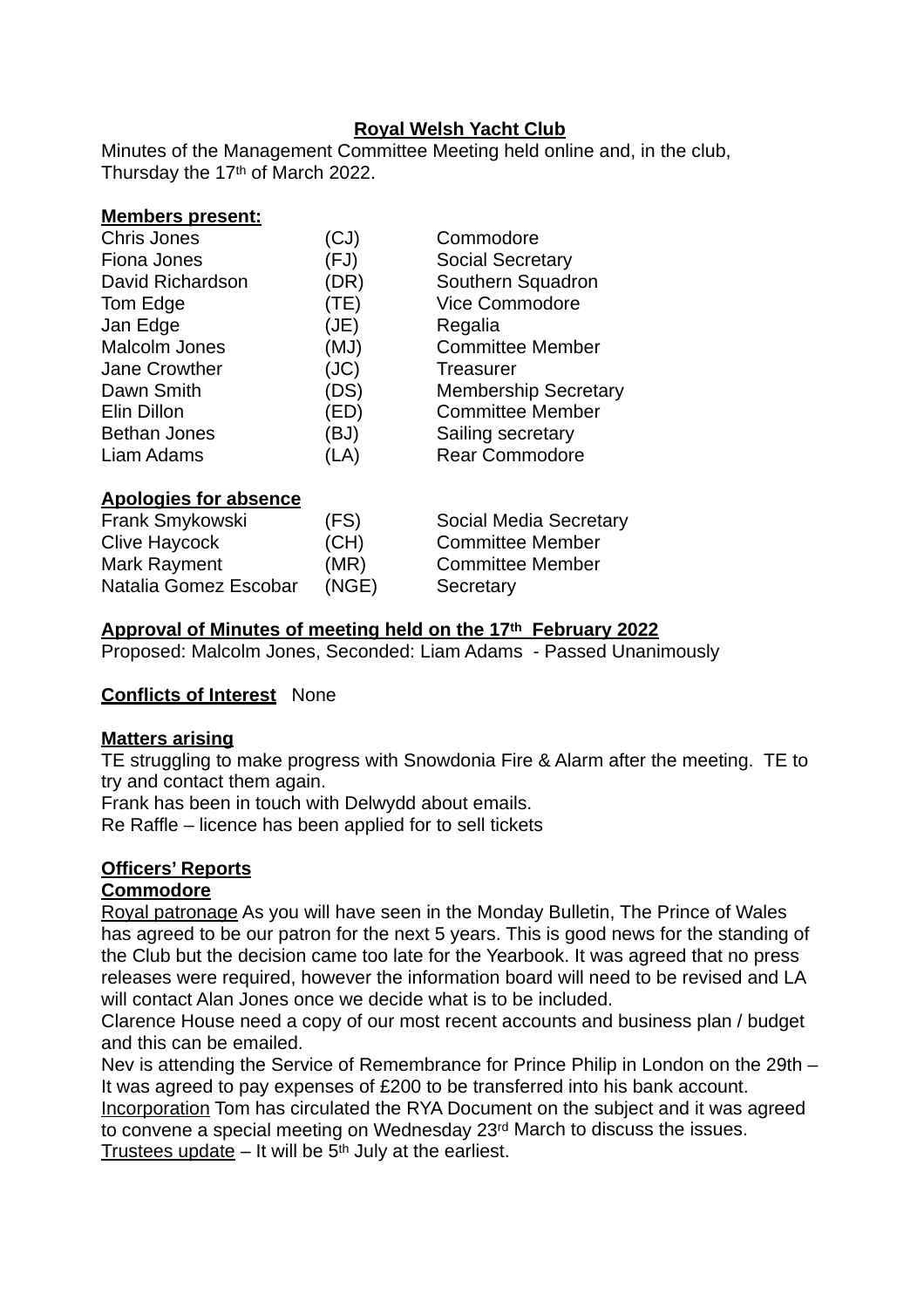**Royal Welsh Yacht Club**

Minutes of the Management Committee Meeting held online and, in the club, Thursday the 17th of March 2022.

**Members present:**

| | | |
|---|---|---|
| Chris Jones | (CJ) | Commodore |
| Fiona Jones | (FJ) | Social Secretary |
| David Richardson | (DR) | Southern Squadron |
| Tom Edge | (TE) | Vice Commodore |
| Jan Edge | (JE) | Regalia |
| Malcolm Jones | (MJ) | Committee Member |
| Jane Crowther | (JC) | Treasurer |
| Dawn Smith | (DS) | Membership Secretary |
| Elin Dillon | (ED) | Committee Member |
| Bethan Jones | (BJ) | Sailing secretary |
| Liam Adams | (LA) | Rear Commodore |

**Apologies for absence**

| | | |
|---|---|---|
| Frank Smykowski | (FS) | Social Media Secretary |
| Clive Haycock | (CH) | Committee Member |
| Mark Rayment | (MR) | Committee Member |
| Natalia Gomez Escobar | (NGE) | Secretary |

**Approval of Minutes of meeting held on the 17th February 2022**

Proposed: Malcolm Jones, Seconded: Liam Adams - Passed Unanimously

**Conflicts of Interest** None

**Matters arising**

TE struggling to make progress with Snowdonia Fire & Alarm after the meeting. TE to try and contact them again.

Frank has been in touch with Delwydd about emails.

Re Raffle – licence has been applied for to sell tickets

**Officers' Reports**

**Commodore**

Royal patronage As you will have seen in the Monday Bulletin, The Prince of Wales has agreed to be our patron for the next 5 years. This is good news for the standing of the Club but the decision came too late for the Yearbook. It was agreed that no press releases were required, however the information board will need to be revised and LA will contact Alan Jones once we decide what is to be included.

Clarence House need a copy of our most recent accounts and business plan / budget and this can be emailed.

Nev is attending the Service of Remembrance for Prince Philip in London on the 29th – It was agreed to pay expenses of £200 to be transferred into his bank account.

Incorporation Tom has circulated the RYA Document on the subject and it was agreed to convene a special meeting on Wednesday 23rd March to discuss the issues.

Trustees update – It will be 5th July at the earliest.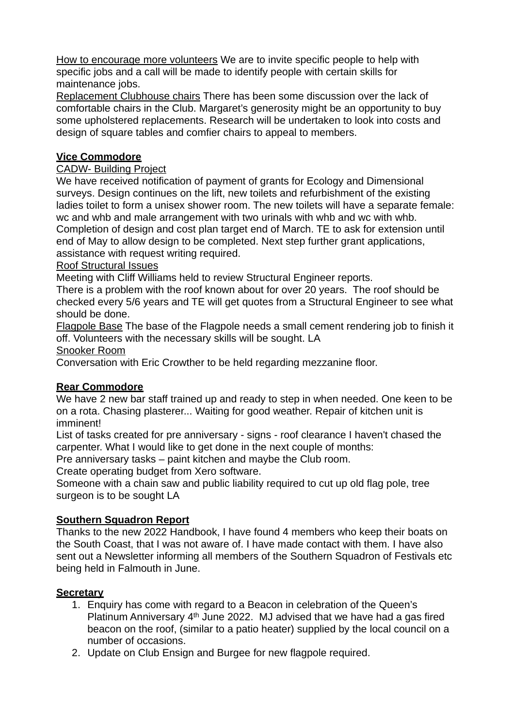How to encourage more volunteers We are to invite specific people to help with specific jobs and a call will be made to identify people with certain skills for maintenance jobs.

Replacement Clubhouse chairs There has been some discussion over the lack of comfortable chairs in the Club. Margaret's generosity might be an opportunity to buy some upholstered replacements. Research will be undertaken to look into costs and design of square tables and comfier chairs to appeal to members.

**Vice Commodore**

CADW- Building Project

We have received notification of payment of grants for Ecology and Dimensional surveys. Design continues on the lift, new toilets and refurbishment of the existing ladies toilet to form a unisex shower room. The new toilets will have a separate female: wc and whb and male arrangement with two urinals with whb and wc with whb. Completion of design and cost plan target end of March. TE to ask for extension until end of May to allow design to be completed. Next step further grant applications, assistance with request writing required.

Roof Structural Issues

Meeting with Cliff Williams held to review Structural Engineer reports.

There is a problem with the roof known about for over 20 years. The roof should be checked every 5/6 years and TE will get quotes from a Structural Engineer to see what should be done.

Flagpole Base The base of the Flagpole needs a small cement rendering job to finish it off. Volunteers with the necessary skills will be sought. LA

Snooker Room

Conversation with Eric Crowther to be held regarding mezzanine floor.

**Rear Commodore**

We have 2 new bar staff trained up and ready to step in when needed. One keen to be on a rota. Chasing plasterer... Waiting for good weather. Repair of kitchen unit is imminent!

List of tasks created for pre anniversary - signs - roof clearance I haven't chased the carpenter. What I would like to get done in the next couple of months:

Pre anniversary tasks – paint kitchen and maybe the Club room.

Create operating budget from Xero software.

Someone with a chain saw and public liability required to cut up old flag pole, tree surgeon is to be sought LA

**Southern Squadron Report**

Thanks to the new 2022 Handbook, I have found 4 members who keep their boats on the South Coast, that I was not aware of. I have made contact with them. I have also sent out a Newsletter informing all members of the Southern Squadron of Festivals etc being held in Falmouth in June.

**Secretary**

1. Enquiry has come with regard to a Beacon in celebration of the Queen's Platinum Anniversary 4th June 2022. MJ advised that we have had a gas fired beacon on the roof, (similar to a patio heater) supplied by the local council on a number of occasions.
2. Update on Club Ensign and Burgee for new flagpole required.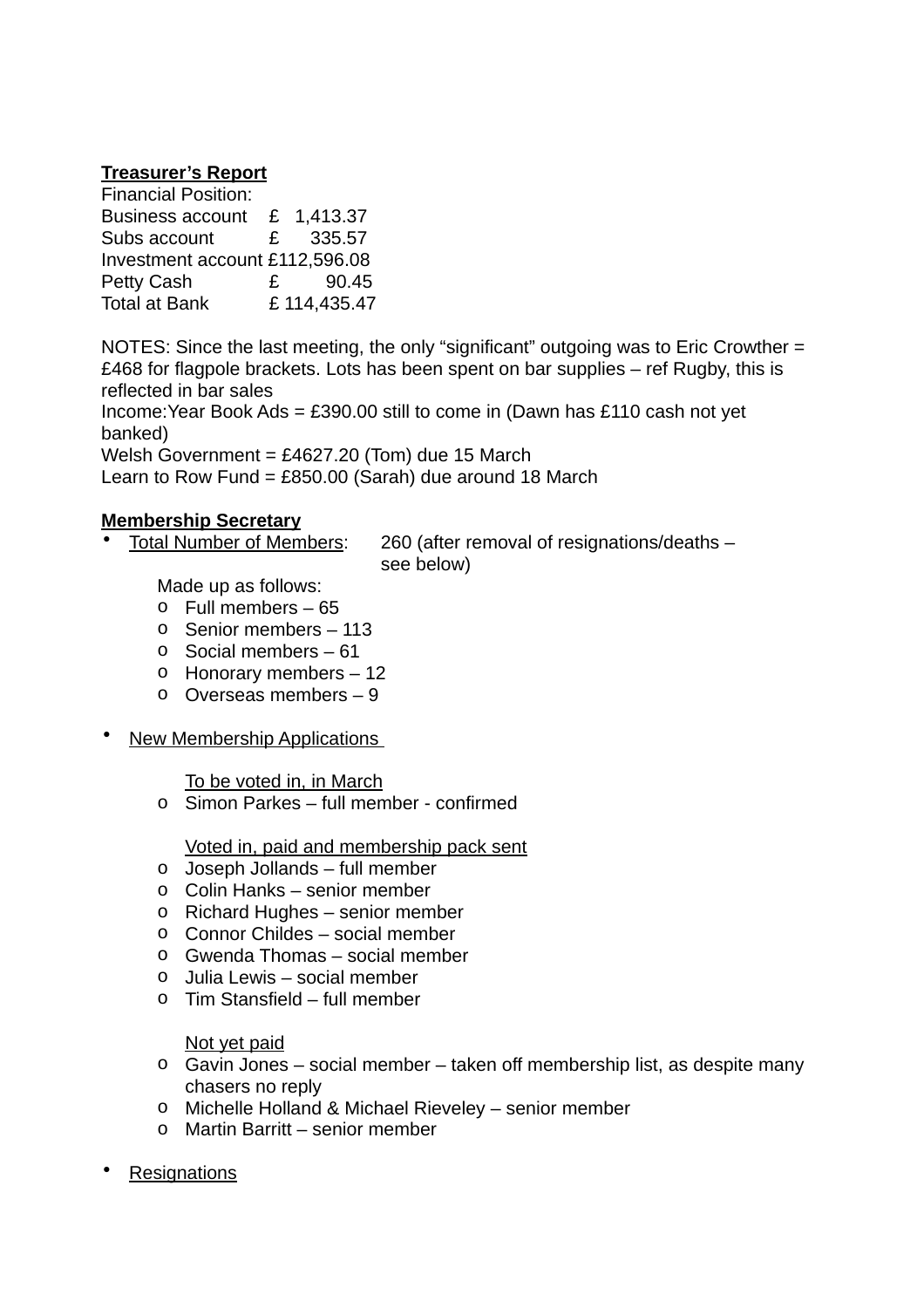**Treasurer's Report**

Financial Position:

| | |
|---|---|
| Business account | £ 1,413.37 |
| Subs account | £ 335.57 |
| Investment account | £112,596.08 |
| Petty Cash | £ 90.45 |
| Total at Bank | £ 114,435.47 |

NOTES: Since the last meeting, the only "significant" outgoing was to Eric Crowther = £468 for flagpole brackets. Lots has been spent on bar supplies – ref Rugby, this is reflected in bar sales

Income:Year Book Ads = £390.00 still to come in (Dawn has £110 cash not yet banked)

Welsh Government = £4627.20 (Tom) due 15 March

Learn to Row Fund = £850.00 (Sarah) due around 18 March

**Membership Secretary**

- <u>Total Number of Members</u>: 260 (after removal of resignations/deaths – see below)

  Made up as follows:
  - Full members – 65
  - Senior members – 113
  - Social members – 61
  - Honorary members – 12
  - Overseas members – 9

- <u>New Membership Applications</u>

  <u>To be voted in, in March</u>
  - Simon Parkes – full member - confirmed

  <u>Voted in, paid and membership pack sent</u>
  - Joseph Jollands – full member
  - Colin Hanks – senior member
  - Richard Hughes – senior member
  - Connor Childes – social member
  - Gwenda Thomas – social member
  - Julia Lewis – social member
  - Tim Stansfield – full member

  <u>Not yet paid</u>
  - Gavin Jones – social member – taken off membership list, as despite many chasers no reply
  - Michelle Holland & Michael Rieveley – senior member
  - Martin Barritt – senior member

- <u>Resignations</u>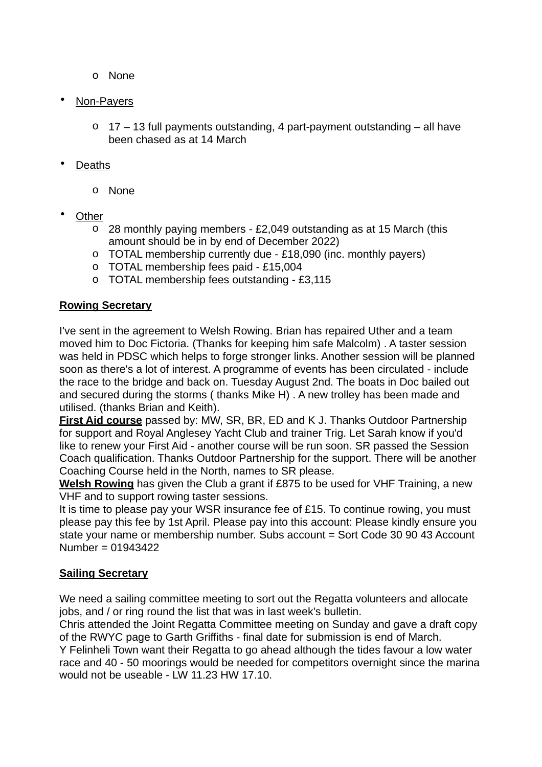- None

- Non-Payers

  - 17 – 13 full payments outstanding, 4 part-payment outstanding – all have been chased as at 14 March

- Deaths

  - None

- Other
  - 28 monthly paying members - £2,049 outstanding as at 15 March (this amount should be in by end of December 2022)
  - TOTAL membership currently due - £18,090 (inc. monthly payers)
  - TOTAL membership fees paid - £15,004
  - TOTAL membership fees outstanding - £3,115

**Rowing Secretary**

I've sent in the agreement to Welsh Rowing. Brian has repaired Uther and a team moved him to Doc Fictoria. (Thanks for keeping him safe Malcolm) . A taster session was held in PDSC which helps to forge stronger links. Another session will be planned soon as there's a lot of interest. A programme of events has been circulated - include the race to the bridge and back on. Tuesday August 2nd. The boats in Doc bailed out and secured during the storms ( thanks Mike H) . A new trolley has been made and utilised. (thanks Brian and Keith).
**First Aid course** passed by: MW, SR, BR, ED and K J. Thanks Outdoor Partnership for support and Royal Anglesey Yacht Club and trainer Trig. Let Sarah know if you'd like to renew your First Aid - another course will be run soon. SR passed the Session Coach qualification. Thanks Outdoor Partnership for the support. There will be another Coaching Course held in the North, names to SR please.
**Welsh Rowing** has given the Club a grant if £875 to be used for VHF Training, a new VHF and to support rowing taster sessions.
It is time to please pay your WSR insurance fee of £15. To continue rowing, you must please pay this fee by 1st April. Please pay into this account: Please kindly ensure you state your name or membership number. Subs account = Sort Code 30 90 43 Account Number = 01943422

**Sailing Secretary**

We need a sailing committee meeting to sort out the Regatta volunteers and allocate jobs, and / or ring round the list that was in last week's bulletin.
Chris attended the Joint Regatta Committee meeting on Sunday and gave a draft copy of the RWYC page to Garth Griffiths - final date for submission is end of March.
Y Felinheli Town want their Regatta to go ahead although the tides favour a low water race and 40 - 50 moorings would be needed for competitors overnight since the marina would not be useable - LW 11.23 HW 17.10.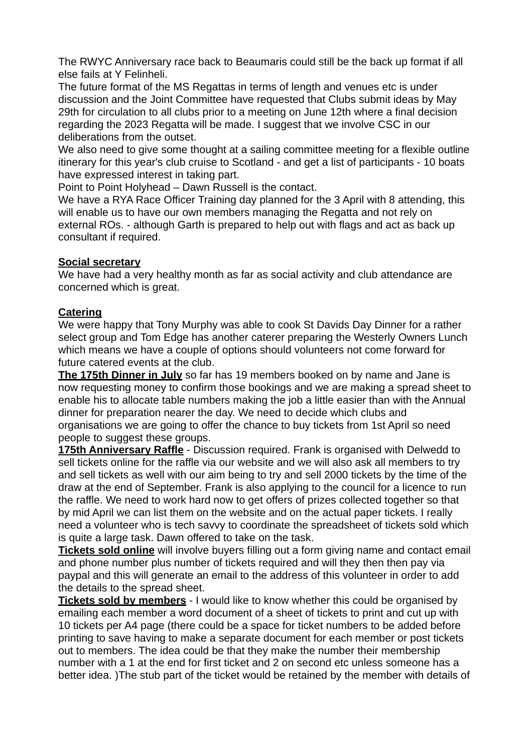The RWYC Anniversary race back to Beaumaris could still be the back up format if all else fails at Y Felinheli.
The future format of the MS Regattas in terms of length and venues etc is under discussion and the Joint Committee have requested that Clubs submit ideas by May 29th for circulation to all clubs prior to a meeting on June 12th where a final decision regarding the 2023 Regatta will be made. I suggest that we involve CSC in our deliberations from the outset.
We also need to give some thought at a sailing committee meeting for a flexible outline itinerary for this year's club cruise to Scotland - and get a list of participants - 10 boats have expressed interest in taking part.
Point to Point Holyhead – Dawn Russell is the contact.
We have a RYA Race Officer Training day planned for the 3 April with 8 attending, this will enable us to have our own members managing the Regatta and not rely on external ROs. - although Garth is prepared to help out with flags and act as back up consultant if required.

**Social secretary**
We have had a very healthy month as far as social activity and club attendance are concerned which is great.

**Catering**
We were happy that Tony Murphy was able to cook St Davids Day Dinner for a rather select group and Tom Edge has another caterer preparing the Westerly Owners Lunch which means we have a couple of options should volunteers not come forward for future catered events at the club.
**The 175th Dinner in July** so far has 19 members booked on by name and Jane is now requesting money to confirm those bookings and we are making a spread sheet to enable his to allocate table numbers making the job a little easier than with the Annual dinner for preparation nearer the day. We need to decide which clubs and organisations we are going to offer the chance to buy tickets from 1st April so need people to suggest these groups.
**175th Anniversary Raffle** - Discussion required. Frank is organised with Delwedd to sell tickets online for the raffle via our website and we will also ask all members to try and sell tickets as well with our aim being to try and sell 2000 tickets by the time of the draw at the end of September. Frank is also applying to the council for a licence to run the raffle. We need to work hard now to get offers of prizes collected together so that by mid April we can list them on the website and on the actual paper tickets. I really need a volunteer who is tech savvy to coordinate the spreadsheet of tickets sold which is quite a large task. Dawn offered to take on the task.
**Tickets sold online** will involve buyers filling out a form giving name and contact email and phone number plus number of tickets required and will they then then pay via paypal and this will generate an email to the address of this volunteer in order to add the details to the spread sheet.
**Tickets sold by members** - I would like to know whether this could be organised by emailing each member a word document of a sheet of tickets to print and cut up with 10 tickets per A4 page (there could be a space for ticket numbers to be added before printing to save having to make a separate document for each member or post tickets out to members. The idea could be that they make the number their membership number with a 1 at the end for first ticket and 2 on second etc unless someone has a better idea. )The stub part of the ticket would be retained by the member with details of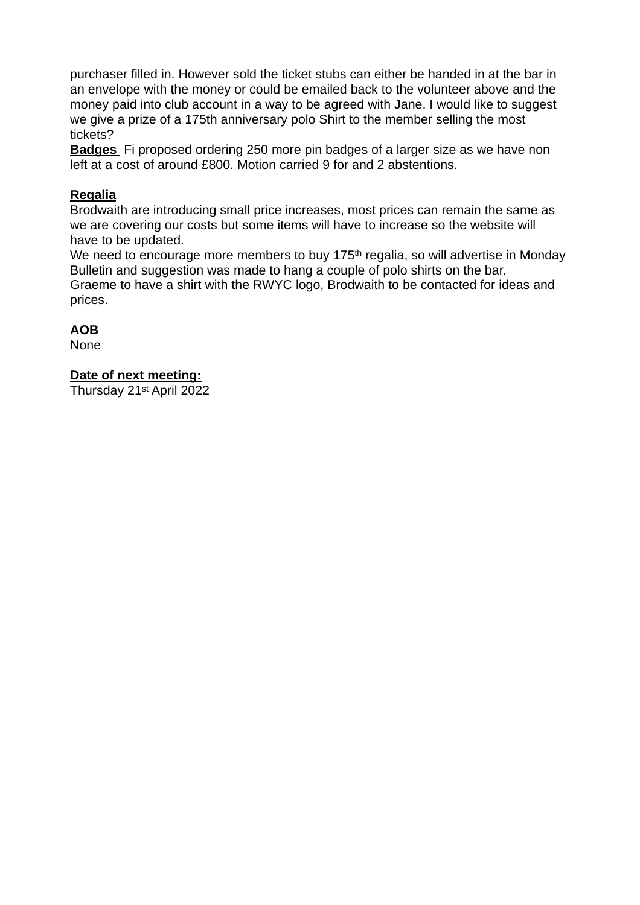purchaser filled in. However sold the ticket stubs can either be handed in at the bar in an envelope with the money or could be emailed back to the volunteer above and the money paid into club account in a way to be agreed with Jane. I would like to suggest we give a prize of a 175th anniversary polo Shirt to the member selling the most tickets?

**Badges** Fi proposed ordering 250 more pin badges of a larger size as we have non left at a cost of around £800. Motion carried 9 for and 2 abstentions.

**Regalia**

Brodwaith are introducing small price increases, most prices can remain the same as we are covering our costs but some items will have to increase so the website will have to be updated.

We need to encourage more members to buy 175th regalia, so will advertise in Monday Bulletin and suggestion was made to hang a couple of polo shirts on the bar.

Graeme to have a shirt with the RWYC logo, Brodwaith to be contacted for ideas and prices.

**AOB**

None

**Date of next meeting:**

Thursday 21st April 2022